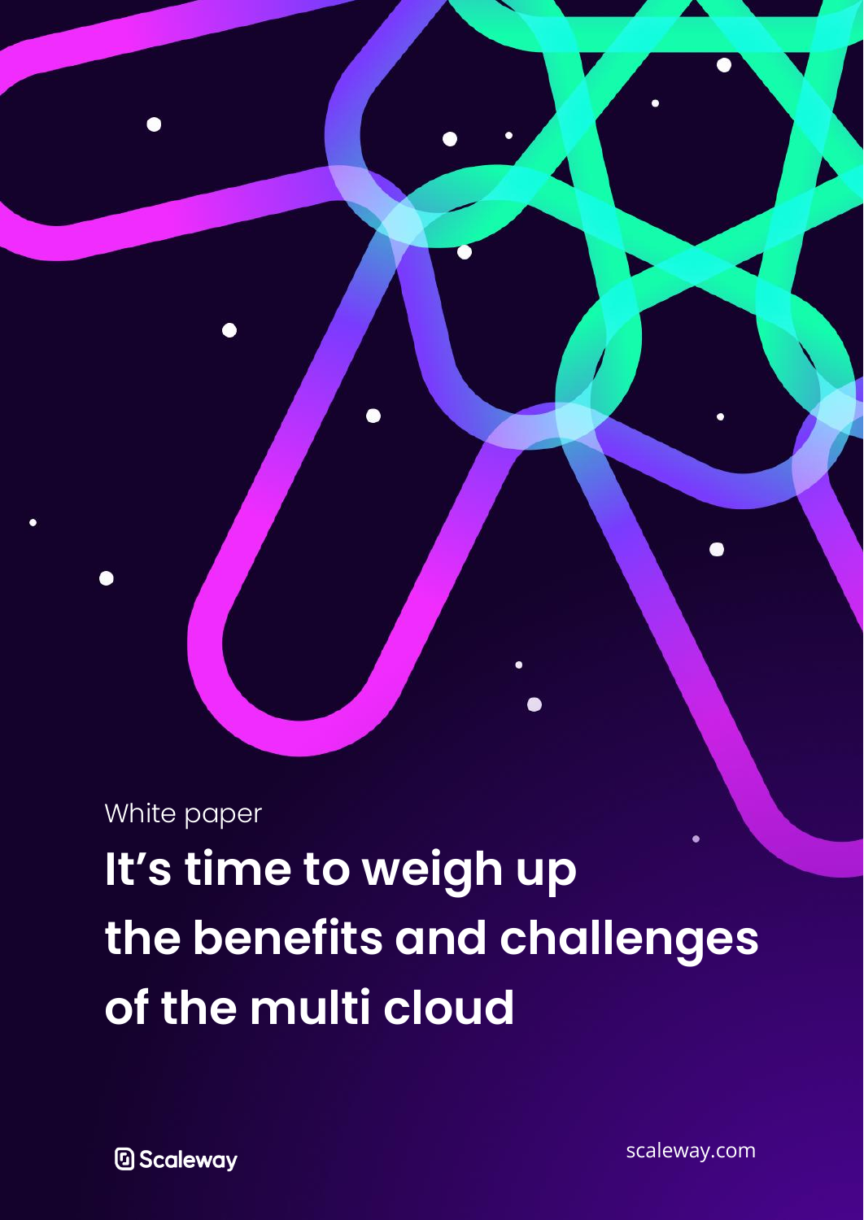White paper

# It’s time to weigh up the benefits and challenges of the multi cloud

Scaleway

scaleway.com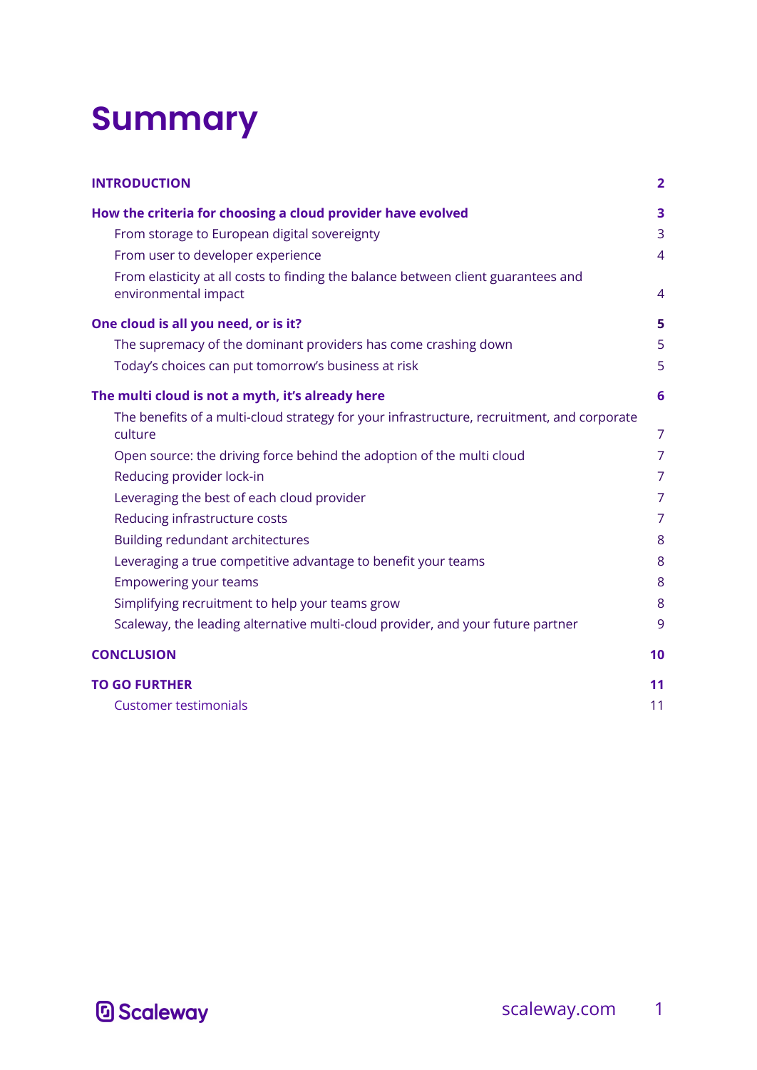# Summary

| | |
|---|---|
| **INTRODUCTION** | **2** |
| **How the criteria for choosing a cloud provider have evolved** | **3** |
| From storage to European digital sovereignty | 3 |
| From user to developer experience | 4 |
| From elasticity at all costs to finding the balance between client guarantees and environmental impact | 4 |
| **One cloud is all you need, or is it?** | **5** |
| The supremacy of the dominant providers has come crashing down | 5 |
| Today's choices can put tomorrow's business at risk | 5 |
| **The multi cloud is not a myth, it's already here** | **6** |
| The benefits of a multi-cloud strategy for your infrastructure, recruitment, and corporate culture | 7 |
| Open source: the driving force behind the adoption of the multi cloud | 7 |
| Reducing provider lock-in | 7 |
| Leveraging the best of each cloud provider | 7 |
| Reducing infrastructure costs | 7 |
| Building redundant architectures | 8 |
| Leveraging a true competitive advantage to benefit your teams | 8 |
| Empowering your teams | 8 |
| Simplifying recruitment to help your teams grow | 8 |
| Scaleway, the leading alternative multi-cloud provider, and your future partner | 9 |
| **CONCLUSION** | **10** |
| **TO GO FURTHER** | **11** |
| Customer testimonials | 11 |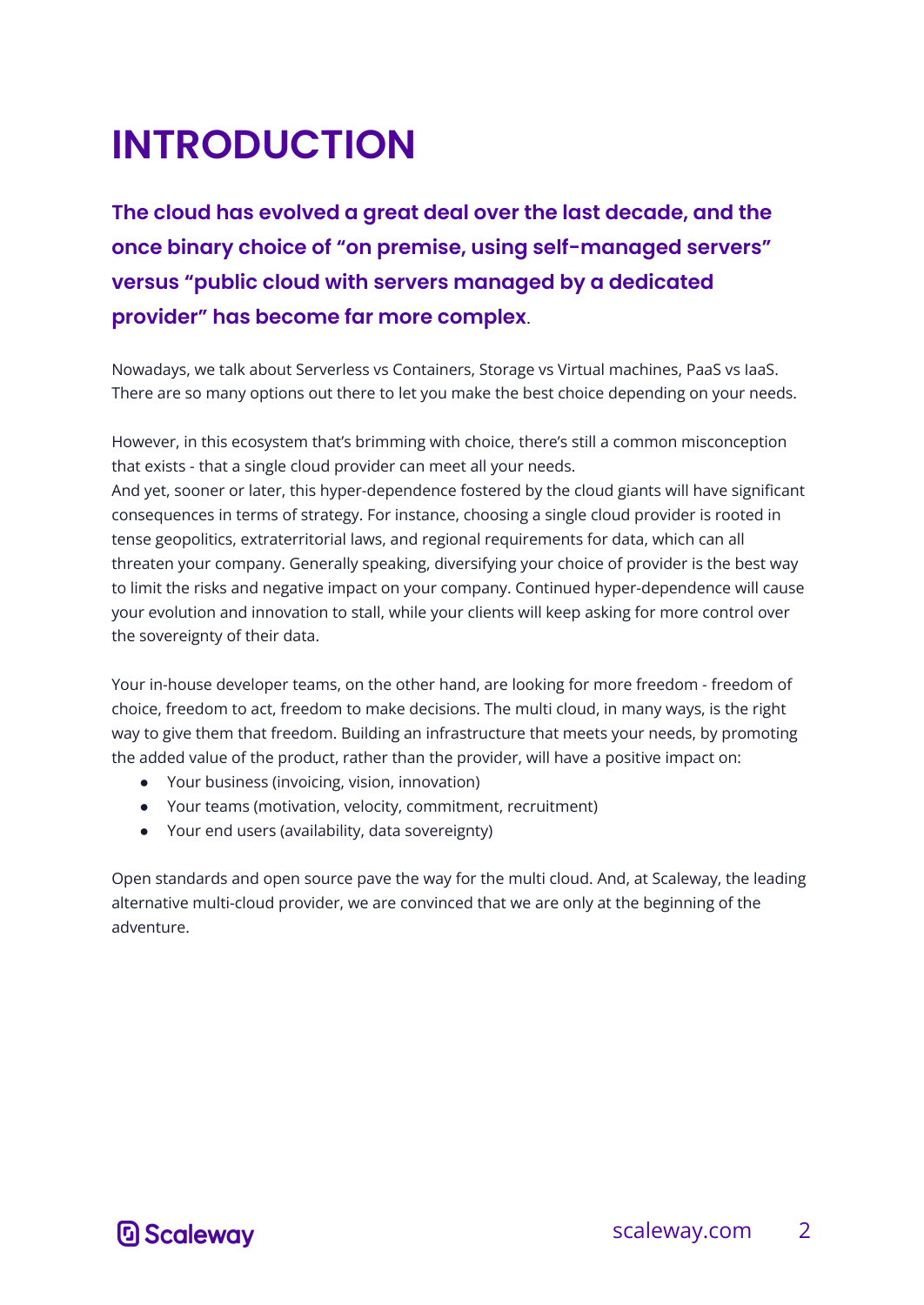# INTRODUCTION

**The cloud has evolved a great deal over the last decade, and the once binary choice of "on premise, using self-managed servers" versus "public cloud with servers managed by a dedicated provider" has become far more complex**.

Nowadays, we talk about Serverless vs Containers, Storage vs Virtual machines, PaaS vs IaaS. There are so many options out there to let you make the best choice depending on your needs.

However, in this ecosystem that's brimming with choice, there's still a common misconception that exists - that a single cloud provider can meet all your needs.
And yet, sooner or later, this hyper-dependence fostered by the cloud giants will have significant consequences in terms of strategy. For instance, choosing a single cloud provider is rooted in tense geopolitics, extraterritorial laws, and regional requirements for data, which can all threaten your company. Generally speaking, diversifying your choice of provider is the best way to limit the risks and negative impact on your company. Continued hyper-dependence will cause your evolution and innovation to stall, while your clients will keep asking for more control over the sovereignty of their data.

Your in-house developer teams, on the other hand, are looking for more freedom - freedom of choice, freedom to act, freedom to make decisions. The multi cloud, in many ways, is the right way to give them that freedom. Building an infrastructure that meets your needs, by promoting the added value of the product, rather than the provider, will have a positive impact on:

- Your business (invoicing, vision, innovation)
- Your teams (motivation, velocity, commitment, recruitment)
- Your end users (availability, data sovereignty)

Open standards and open source pave the way for the multi cloud. And, at Scaleway, the leading alternative multi-cloud provider, we are convinced that we are only at the beginning of the adventure.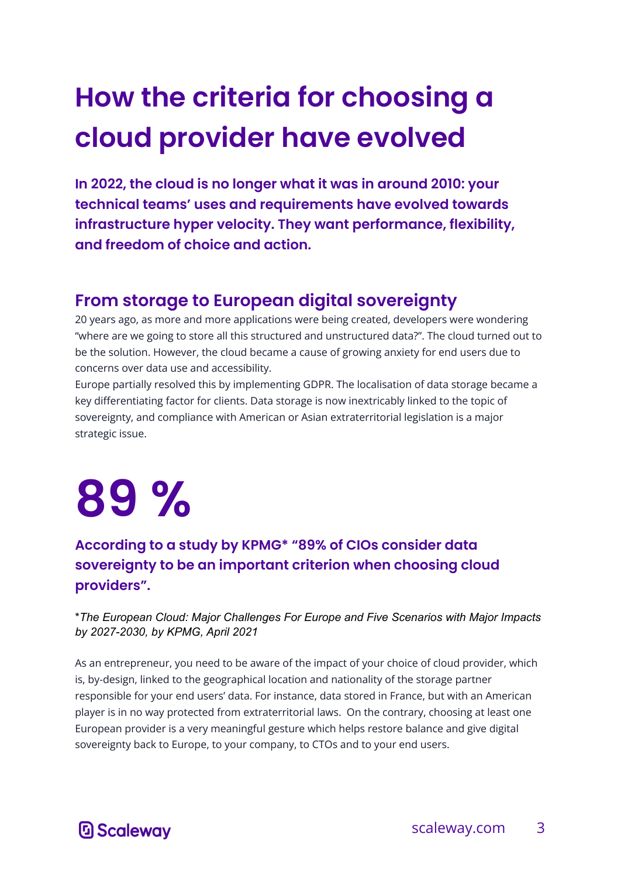# How the criteria for choosing a cloud provider have evolved

**In 2022, the cloud is no longer what it was in around 2010: your technical teams' uses and requirements have evolved towards infrastructure hyper velocity. They want performance, flexibility, and freedom of choice and action.**

## From storage to European digital sovereignty

20 years ago, as more and more applications were being created, developers were wondering "where are we going to store all this structured and unstructured data?". The cloud turned out to be the solution. However, the cloud became a cause of growing anxiety for end users due to concerns over data use and accessibility.

Europe partially resolved this by implementing GDPR. The localisation of data storage became a key differentiating factor for clients. Data storage is now inextricably linked to the topic of sovereignty, and compliance with American or Asian extraterritorial legislation is a major strategic issue.

# 89 %

**According to a study by KPMG* "89% of CIOs consider data sovereignty to be an important criterion when choosing cloud providers".**

**The European Cloud: Major Challenges For Europe and Five Scenarios with Major Impacts by 2027-2030, by KPMG, April 2021*

As an entrepreneur, you need to be aware of the impact of your choice of cloud provider, which is, by-design, linked to the geographical location and nationality of the storage partner responsible for your end users' data. For instance, data stored in France, but with an American player is in no way protected from extraterritorial laws. On the contrary, choosing at least one European provider is a very meaningful gesture which helps restore balance and give digital sovereignty back to Europe, to your company, to CTOs and to your end users.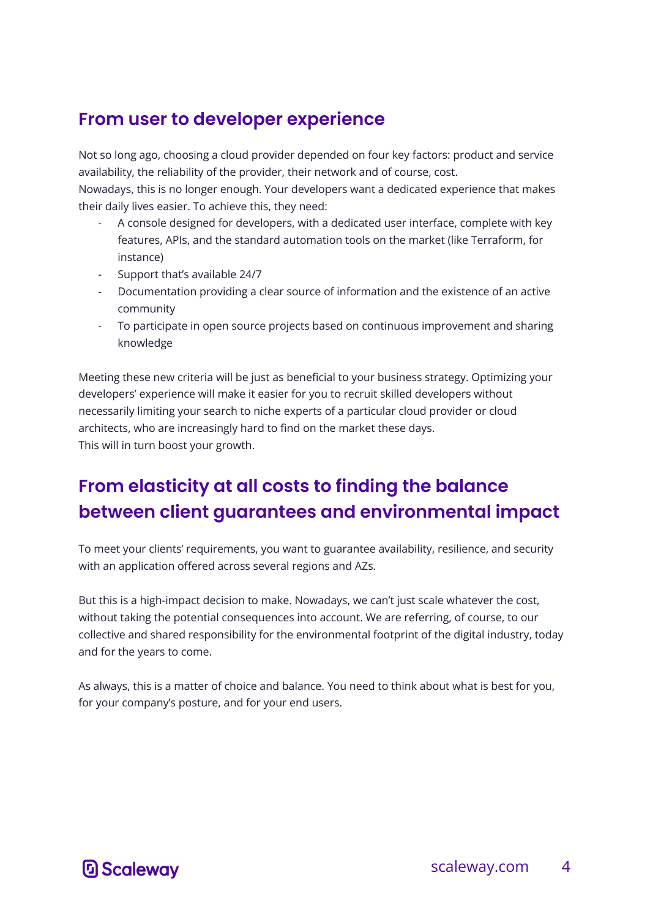## From user to developer experience

Not so long ago, choosing a cloud provider depended on four key factors: product and service availability, the reliability of the provider, their network and of course, cost.
Nowadays, this is no longer enough. Your developers want a dedicated experience that makes their daily lives easier. To achieve this, they need:

- A console designed for developers, with a dedicated user interface, complete with key features, APIs, and the standard automation tools on the market (like Terraform, for instance)
- Support that's available 24/7
- Documentation providing a clear source of information and the existence of an active community
- To participate in open source projects based on continuous improvement and sharing knowledge

Meeting these new criteria will be just as beneficial to your business strategy. Optimizing your developers' experience will make it easier for you to recruit skilled developers without necessarily limiting your search to niche experts of a particular cloud provider or cloud architects, who are increasingly hard to find on the market these days.
This will in turn boost your growth.

## From elasticity at all costs to finding the balance between client guarantees and environmental impact

To meet your clients' requirements, you want to guarantee availability, resilience, and security with an application offered across several regions and AZs.

But this is a high-impact decision to make. Nowadays, we can't just scale whatever the cost, without taking the potential consequences into account. We are referring, of course, to our collective and shared responsibility for the environmental footprint of the digital industry, today and for the years to come.

As always, this is a matter of choice and balance. You need to think about what is best for you, for your company's posture, and for your end users.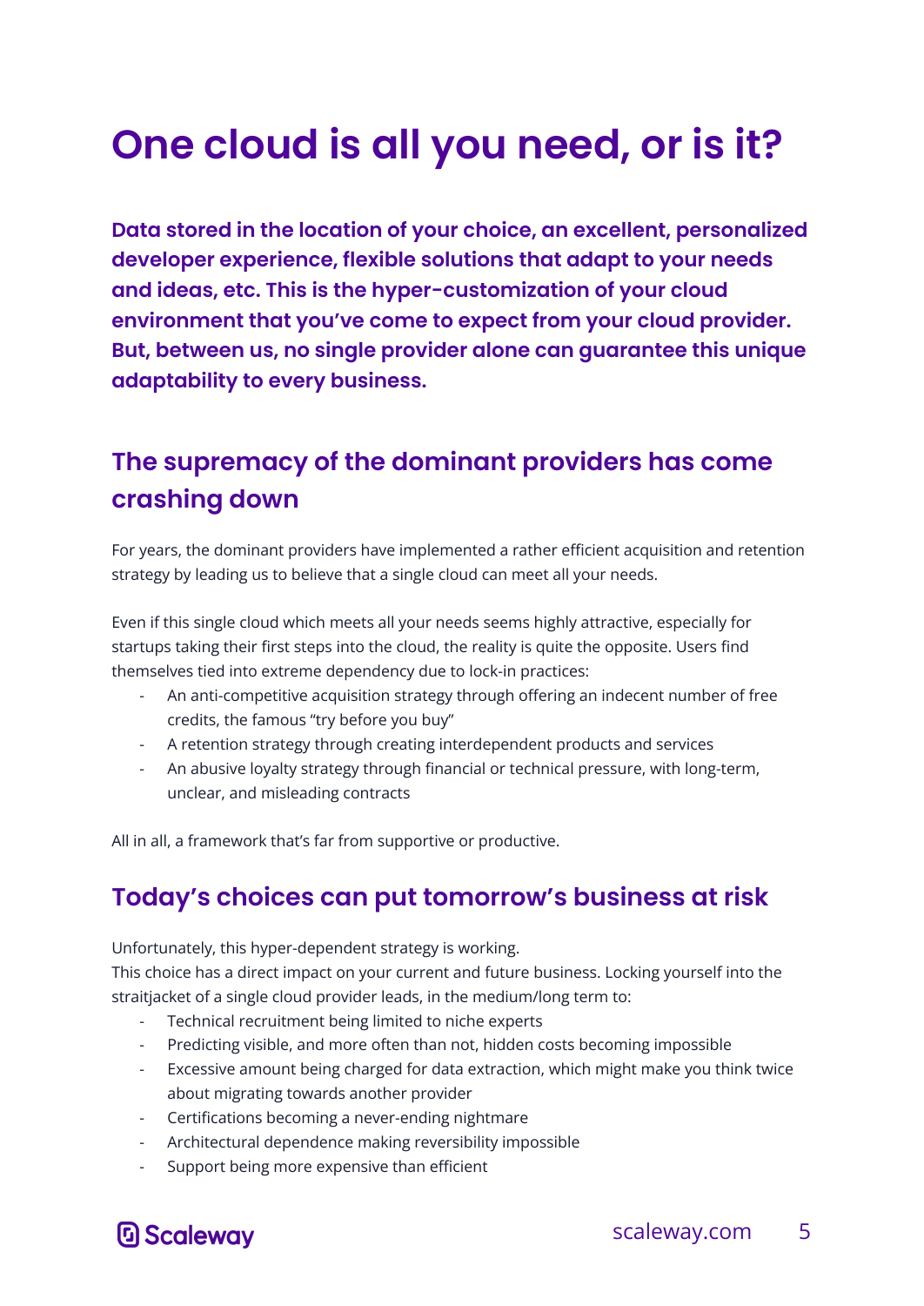# One cloud is all you need, or is it?

**Data stored in the location of your choice, an excellent, personalized developer experience, flexible solutions that adapt to your needs and ideas, etc. This is the hyper-customization of your cloud environment that you've come to expect from your cloud provider. But, between us, no single provider alone can guarantee this unique adaptability to every business.**

## The supremacy of the dominant providers has come crashing down

For years, the dominant providers have implemented a rather efficient acquisition and retention strategy by leading us to believe that a single cloud can meet all your needs.

Even if this single cloud which meets all your needs seems highly attractive, especially for startups taking their first steps into the cloud, the reality is quite the opposite. Users find themselves tied into extreme dependency due to lock-in practices:

- An anti-competitive acquisition strategy through offering an indecent number of free credits, the famous "try before you buy"
- A retention strategy through creating interdependent products and services
- An abusive loyalty strategy through financial or technical pressure, with long-term, unclear, and misleading contracts

All in all, a framework that's far from supportive or productive.

## Today's choices can put tomorrow's business at risk

Unfortunately, this hyper-dependent strategy is working.
This choice has a direct impact on your current and future business. Locking yourself into the straitjacket of a single cloud provider leads, in the medium/long term to:

- Technical recruitment being limited to niche experts
- Predicting visible, and more often than not, hidden costs becoming impossible
- Excessive amount being charged for data extraction, which might make you think twice about migrating towards another provider
- Certifications becoming a never-ending nightmare
- Architectural dependence making reversibility impossible
- Support being more expensive than efficient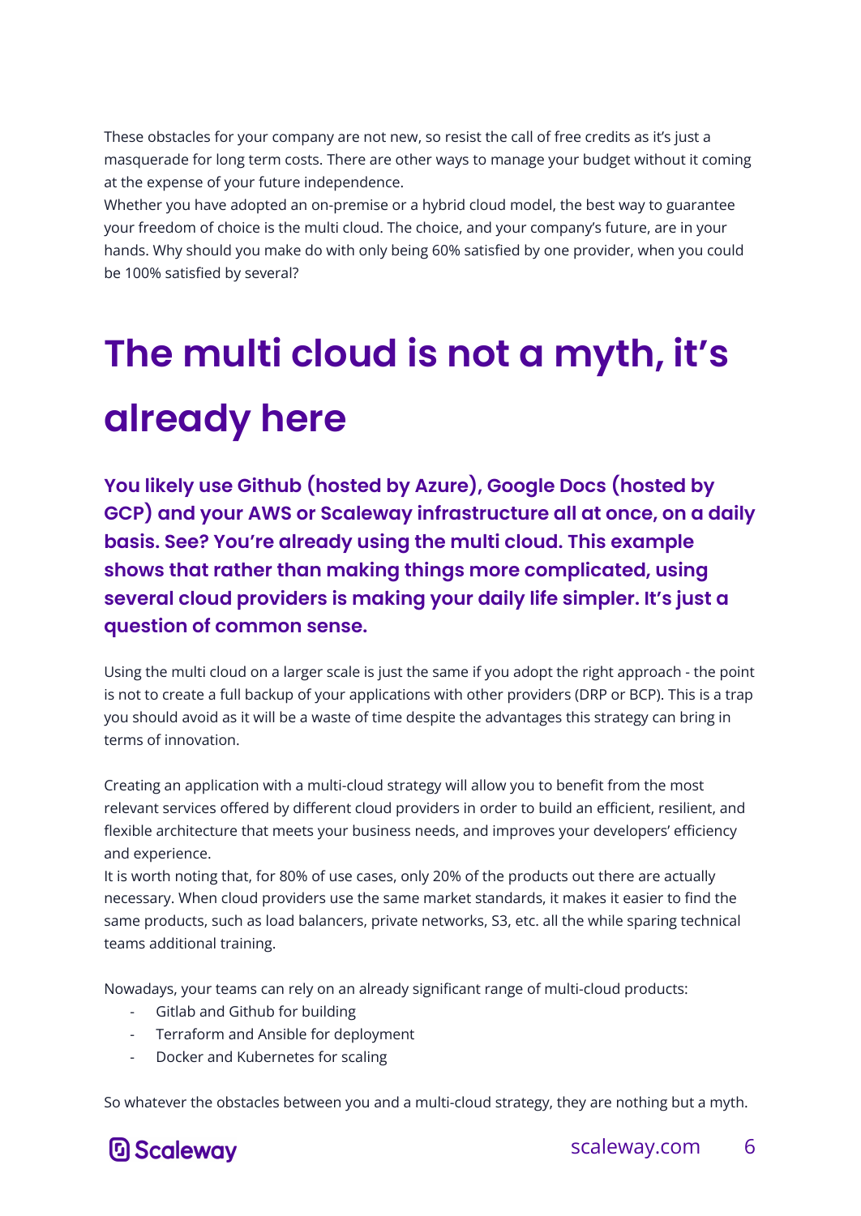These obstacles for your company are not new, so resist the call of free credits as it's just a masquerade for long term costs. There are other ways to manage your budget without it coming at the expense of your future independence.
Whether you have adopted an on-premise or a hybrid cloud model, the best way to guarantee your freedom of choice is the multi cloud. The choice, and your company's future, are in your hands. Why should you make do with only being 60% satisfied by one provider, when you could be 100% satisfied by several?

# The multi cloud is not a myth, it's already here

**You likely use Github (hosted by Azure), Google Docs (hosted by GCP) and your AWS or Scaleway infrastructure all at once, on a daily basis. See? You're already using the multi cloud. This example shows that rather than making things more complicated, using several cloud providers is making your daily life simpler. It's just a question of common sense.**

Using the multi cloud on a larger scale is just the same if you adopt the right approach - the point is not to create a full backup of your applications with other providers (DRP or BCP). This is a trap you should avoid as it will be a waste of time despite the advantages this strategy can bring in terms of innovation.

Creating an application with a multi-cloud strategy will allow you to benefit from the most relevant services offered by different cloud providers in order to build an efficient, resilient, and flexible architecture that meets your business needs, and improves your developers' efficiency and experience.
It is worth noting that, for 80% of use cases, only 20% of the products out there are actually necessary. When cloud providers use the same market standards, it makes it easier to find the same products, such as load balancers, private networks, S3, etc. all the while sparing technical teams additional training.

Nowadays, your teams can rely on an already significant range of multi-cloud products:

- Gitlab and Github for building
- Terraform and Ansible for deployment
- Docker and Kubernetes for scaling

So whatever the obstacles between you and a multi-cloud strategy, they are nothing but a myth.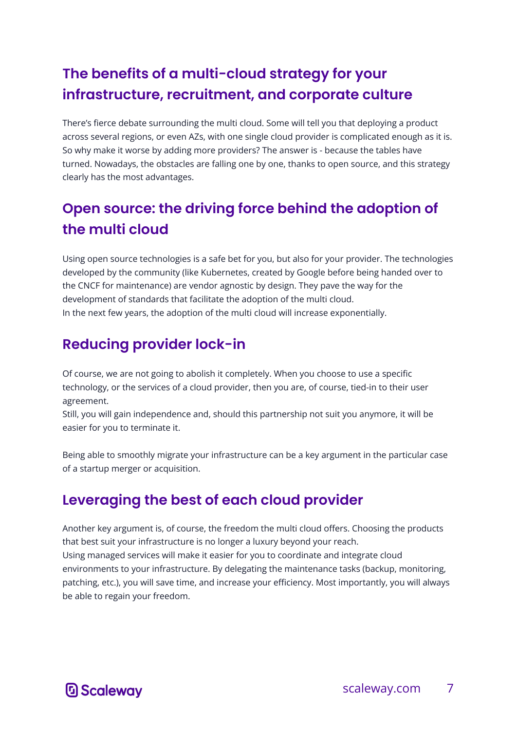## The benefits of a multi-cloud strategy for your infrastructure, recruitment, and corporate culture

There's fierce debate surrounding the multi cloud. Some will tell you that deploying a product across several regions, or even AZs, with one single cloud provider is complicated enough as it is. So why make it worse by adding more providers? The answer is - because the tables have turned. Nowadays, the obstacles are falling one by one, thanks to open source, and this strategy clearly has the most advantages.

## Open source: the driving force behind the adoption of the multi cloud

Using open source technologies is a safe bet for you, but also for your provider. The technologies developed by the community (like Kubernetes, created by Google before being handed over to the CNCF for maintenance) are vendor agnostic by design. They pave the way for the development of standards that facilitate the adoption of the multi cloud.
In the next few years, the adoption of the multi cloud will increase exponentially.

## Reducing provider lock-in

Of course, we are not going to abolish it completely. When you choose to use a specific technology, or the services of a cloud provider, then you are, of course, tied-in to their user agreement.
Still, you will gain independence and, should this partnership not suit you anymore, it will be easier for you to terminate it.

Being able to smoothly migrate your infrastructure can be a key argument in the particular case of a startup merger or acquisition.

## Leveraging the best of each cloud provider

Another key argument is, of course, the freedom the multi cloud offers. Choosing the products that best suit your infrastructure is no longer a luxury beyond your reach.
Using managed services will make it easier for you to coordinate and integrate cloud environments to your infrastructure. By delegating the maintenance tasks (backup, monitoring, patching, etc.), you will save time, and increase your efficiency. Most importantly, you will always be able to regain your freedom.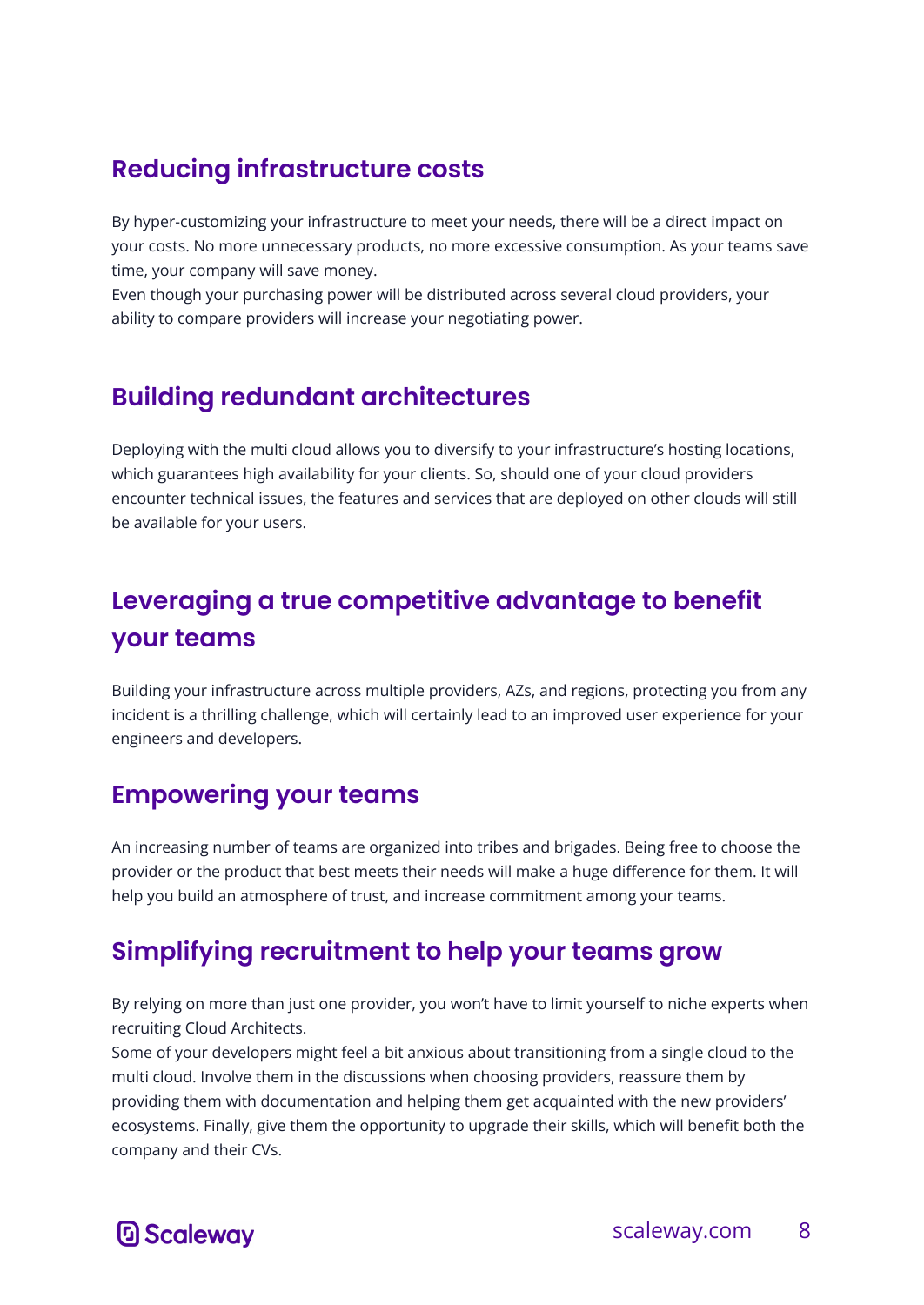## Reducing infrastructure costs

By hyper-customizing your infrastructure to meet your needs, there will be a direct impact on your costs. No more unnecessary products, no more excessive consumption. As your teams save time, your company will save money.
Even though your purchasing power will be distributed across several cloud providers, your ability to compare providers will increase your negotiating power.

## Building redundant architectures

Deploying with the multi cloud allows you to diversify to your infrastructure's hosting locations, which guarantees high availability for your clients. So, should one of your cloud providers encounter technical issues, the features and services that are deployed on other clouds will still be available for your users.

## Leveraging a true competitive advantage to benefit your teams

Building your infrastructure across multiple providers, AZs, and regions, protecting you from any incident is a thrilling challenge, which will certainly lead to an improved user experience for your engineers and developers.

## Empowering your teams

An increasing number of teams are organized into tribes and brigades. Being free to choose the provider or the product that best meets their needs will make a huge difference for them. It will help you build an atmosphere of trust, and increase commitment among your teams.

## Simplifying recruitment to help your teams grow

By relying on more than just one provider, you won't have to limit yourself to niche experts when recruiting Cloud Architects.
Some of your developers might feel a bit anxious about transitioning from a single cloud to the multi cloud. Involve them in the discussions when choosing providers, reassure them by providing them with documentation and helping them get acquainted with the new providers' ecosystems. Finally, give them the opportunity to upgrade their skills, which will benefit both the company and their CVs.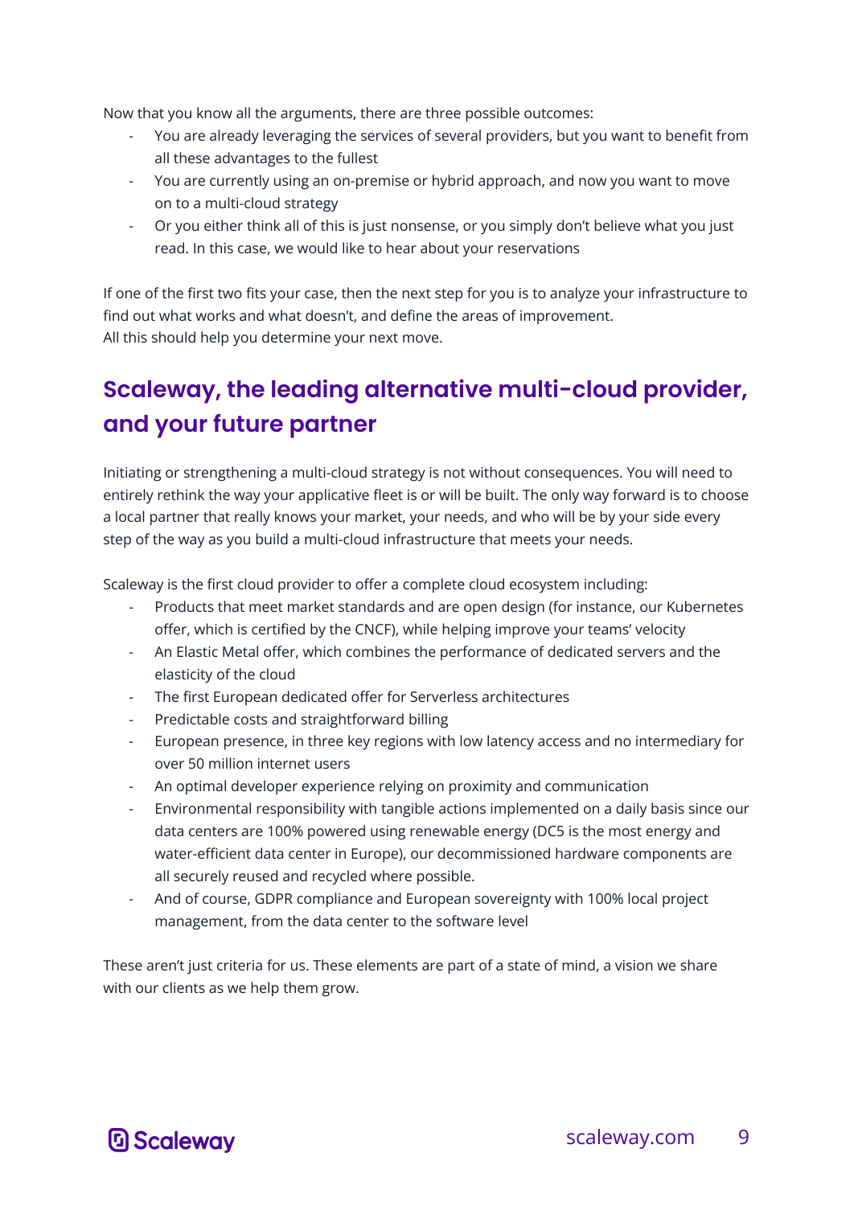Now that you know all the arguments, there are three possible outcomes:

- You are already leveraging the services of several providers, but you want to benefit from all these advantages to the fullest
- You are currently using an on-premise or hybrid approach, and now you want to move on to a multi-cloud strategy
- Or you either think all of this is just nonsense, or you simply don't believe what you just read. In this case, we would like to hear about your reservations

If one of the first two fits your case, then the next step for you is to analyze your infrastructure to find out what works and what doesn't, and define the areas of improvement.
All this should help you determine your next move.

## Scaleway, the leading alternative multi-cloud provider, and your future partner

Initiating or strengthening a multi-cloud strategy is not without consequences. You will need to entirely rethink the way your applicative fleet is or will be built. The only way forward is to choose a local partner that really knows your market, your needs, and who will be by your side every step of the way as you build a multi-cloud infrastructure that meets your needs.

Scaleway is the first cloud provider to offer a complete cloud ecosystem including:

- Products that meet market standards and are open design (for instance, our Kubernetes offer, which is certified by the CNCF), while helping improve your teams' velocity
- An Elastic Metal offer, which combines the performance of dedicated servers and the elasticity of the cloud
- The first European dedicated offer for Serverless architectures
- Predictable costs and straightforward billing
- European presence, in three key regions with low latency access and no intermediary for over 50 million internet users
- An optimal developer experience relying on proximity and communication
- Environmental responsibility with tangible actions implemented on a daily basis since our data centers are 100% powered using renewable energy (DC5 is the most energy and water-efficient data center in Europe), our decommissioned hardware components are all securely reused and recycled where possible.
- And of course, GDPR compliance and European sovereignty with 100% local project management, from the data center to the software level

These aren't just criteria for us. These elements are part of a state of mind, a vision we share with our clients as we help them grow.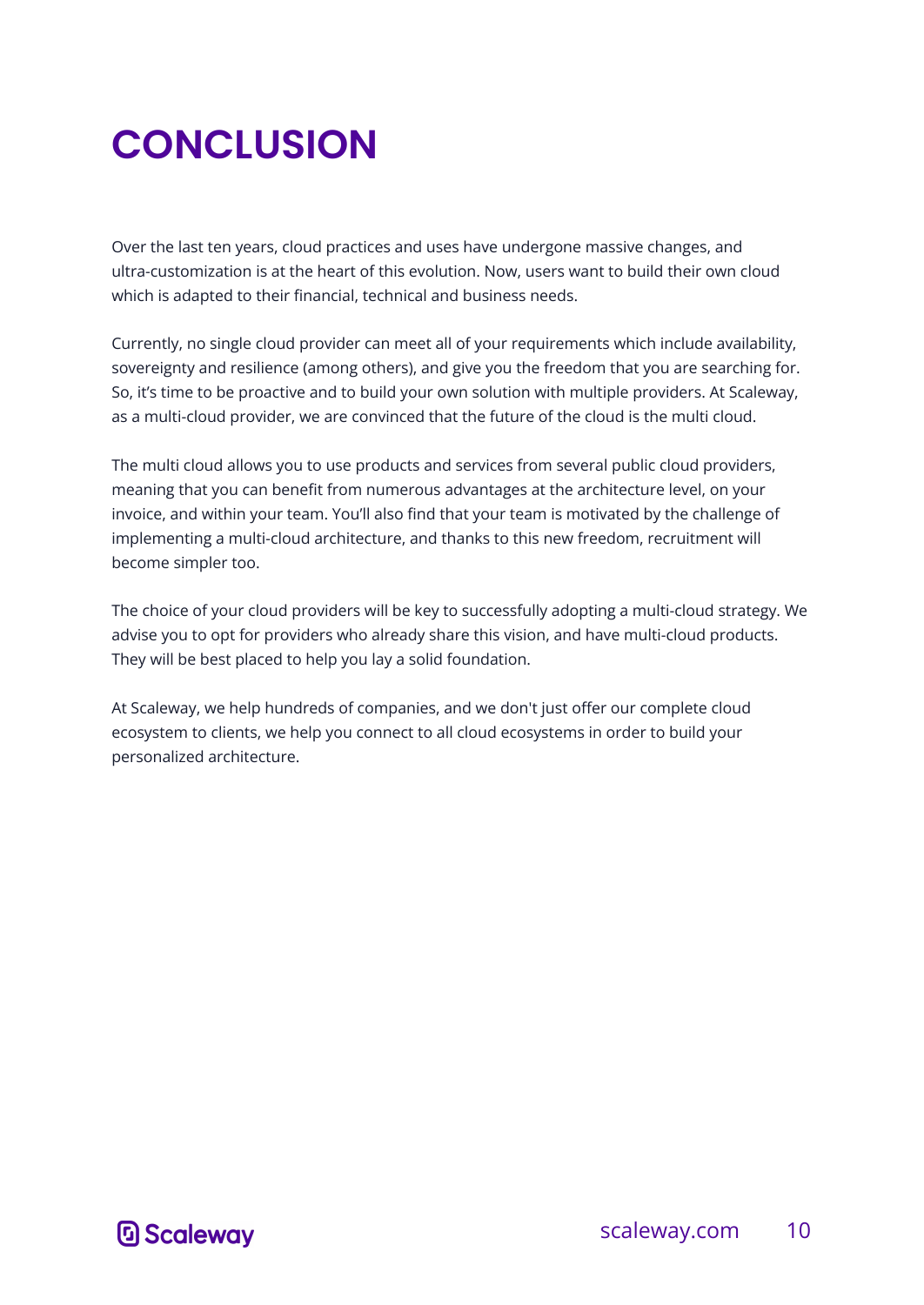# CONCLUSION

Over the last ten years, cloud practices and uses have undergone massive changes, and ultra-customization is at the heart of this evolution. Now, users want to build their own cloud which is adapted to their financial, technical and business needs.

Currently, no single cloud provider can meet all of your requirements which include availability, sovereignty and resilience (among others), and give you the freedom that you are searching for. So, it's time to be proactive and to build your own solution with multiple providers. At Scaleway, as a multi-cloud provider, we are convinced that the future of the cloud is the multi cloud.

The multi cloud allows you to use products and services from several public cloud providers, meaning that you can benefit from numerous advantages at the architecture level, on your invoice, and within your team. You'll also find that your team is motivated by the challenge of implementing a multi-cloud architecture, and thanks to this new freedom, recruitment will become simpler too.

The choice of your cloud providers will be key to successfully adopting a multi-cloud strategy. We advise you to opt for providers who already share this vision, and have multi-cloud products. They will be best placed to help you lay a solid foundation.

At Scaleway, we help hundreds of companies, and we don't just offer our complete cloud ecosystem to clients, we help you connect to all cloud ecosystems in order to build your personalized architecture.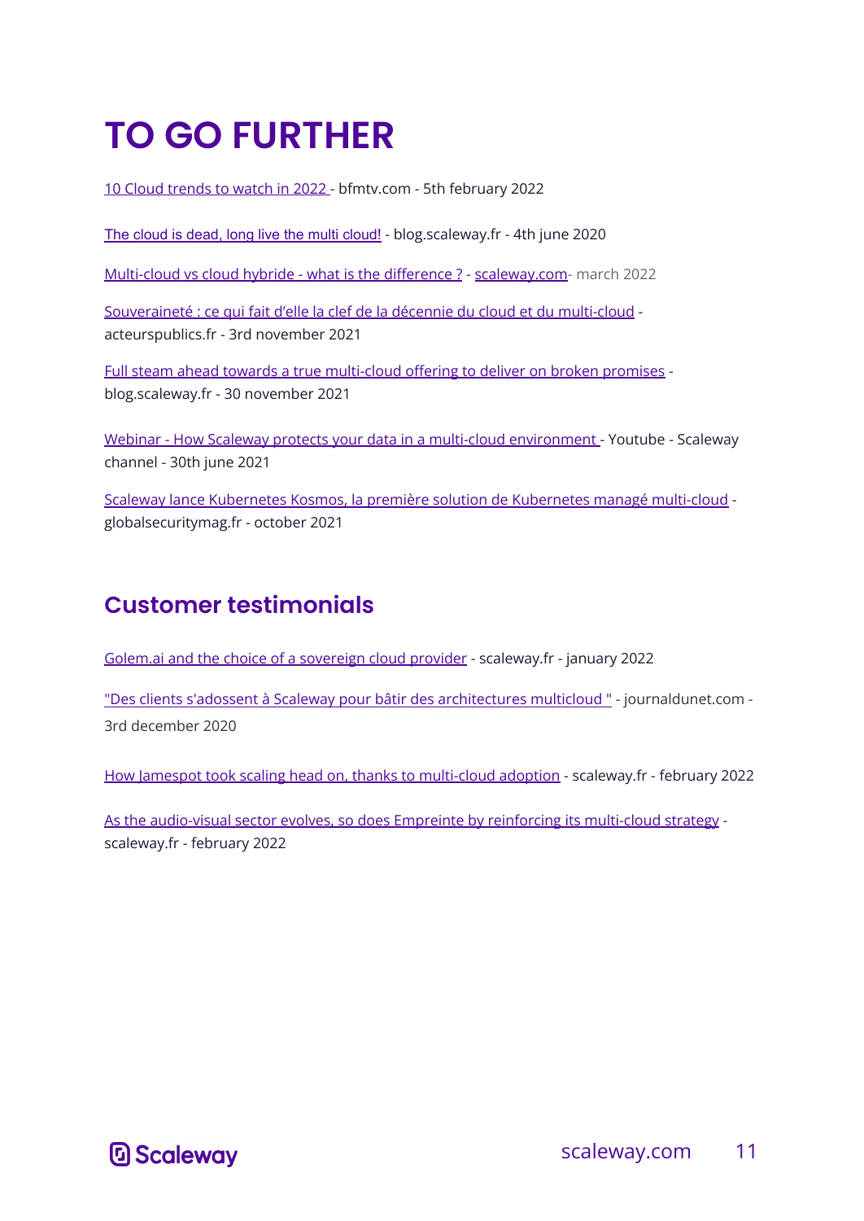# TO GO FURTHER

10 Cloud trends to watch in 2022 - bfmtv.com - 5th february 2022

The cloud is dead, long live the multi cloud! - blog.scaleway.fr - 4th june 2020

Multi-cloud vs cloud hybride - what is the difference ? - scaleway.com- march 2022

Souveraineté : ce qui fait d'elle la clef de la décennie du cloud et du multi-cloud - acteurspublics.fr - 3rd november 2021

Full steam ahead towards a true multi-cloud offering to deliver on broken promises - blog.scaleway.fr - 30 november 2021

Webinar - How Scaleway protects your data in a multi-cloud environment - Youtube - Scaleway channel - 30th june 2021

Scaleway lance Kubernetes Kosmos, la première solution de Kubernetes managé multi-cloud - globalsecuritymag.fr - october 2021

## Customer testimonials

Golem.ai and the choice of a sovereign cloud provider - scaleway.fr - january 2022

"Des clients s'adossent à Scaleway pour bâtir des architectures multicloud " - journaldunet.com - 3rd december 2020

How Jamespot took scaling head on, thanks to multi-cloud adoption - scaleway.fr - february 2022

As the audio-visual sector evolves, so does Empreinte by reinforcing its multi-cloud strategy - scaleway.fr - february 2022